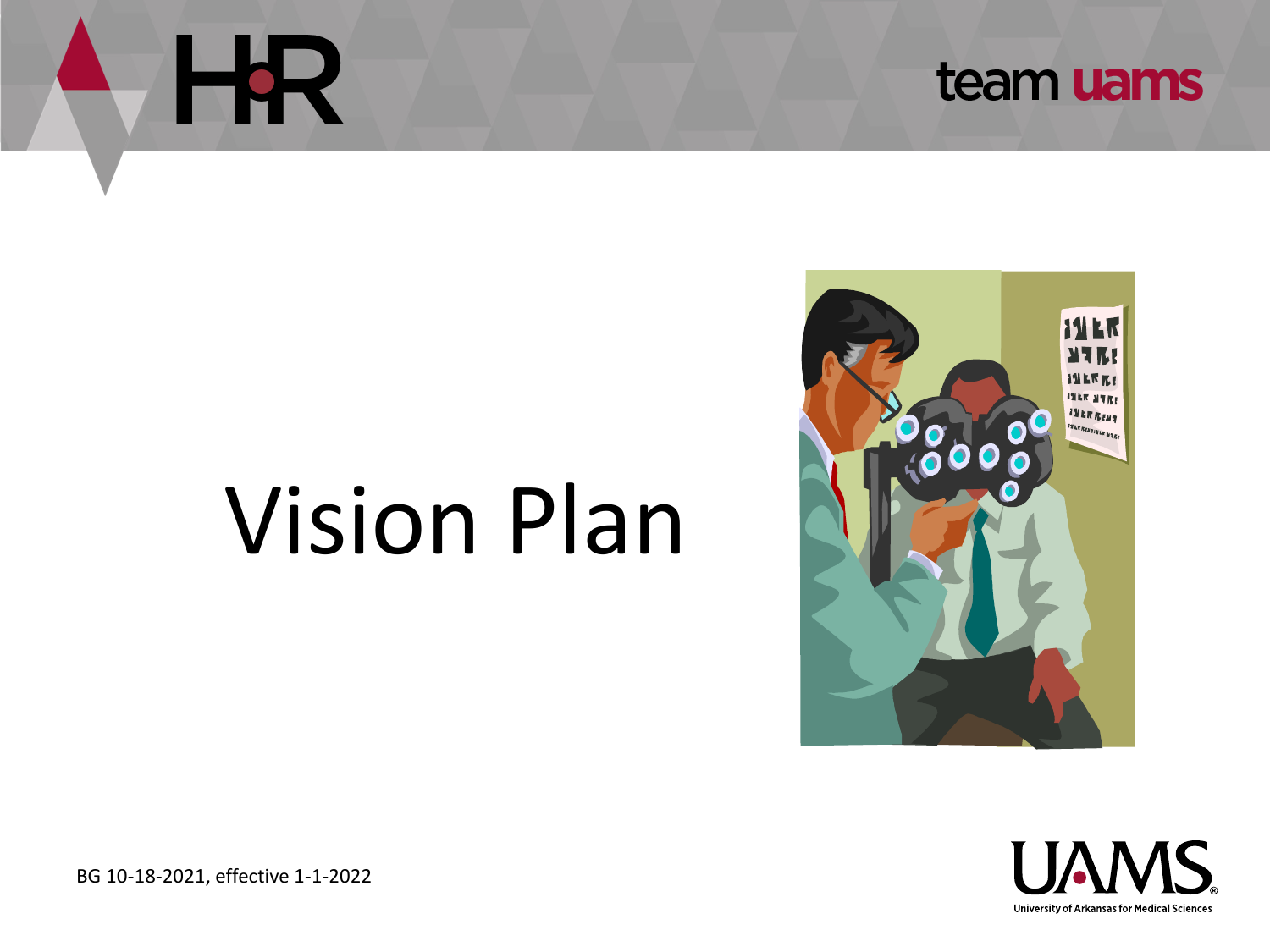# Vision Plan

BG 10-18-2021, effective 1-1-2022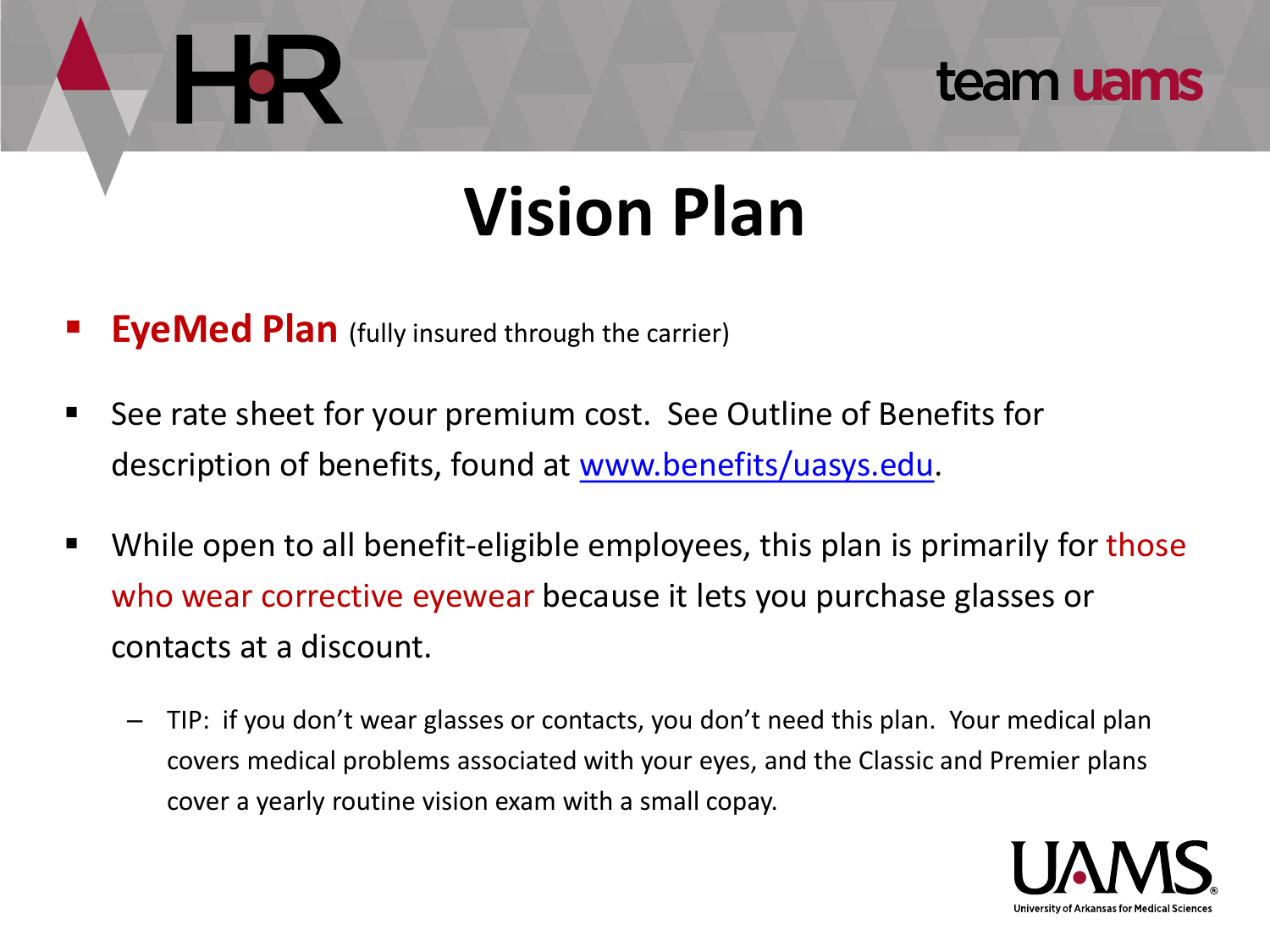# Vision Plan

- **EyeMed Plan** (fully insured through the carrier)
- See rate sheet for your premium cost. See Outline of Benefits for description of benefits, found at [www.benefits/uasys.edu](www.benefits/uasys.edu).
- While open to all benefit-eligible employees, this plan is primarily for those who wear corrective eyewear because it lets you purchase glasses or contacts at a discount.
  - TIP: if you don't wear glasses or contacts, you don't need this plan. Your medical plan covers medical problems associated with your eyes, and the Classic and Premier plans cover a yearly routine vision exam with a small copay.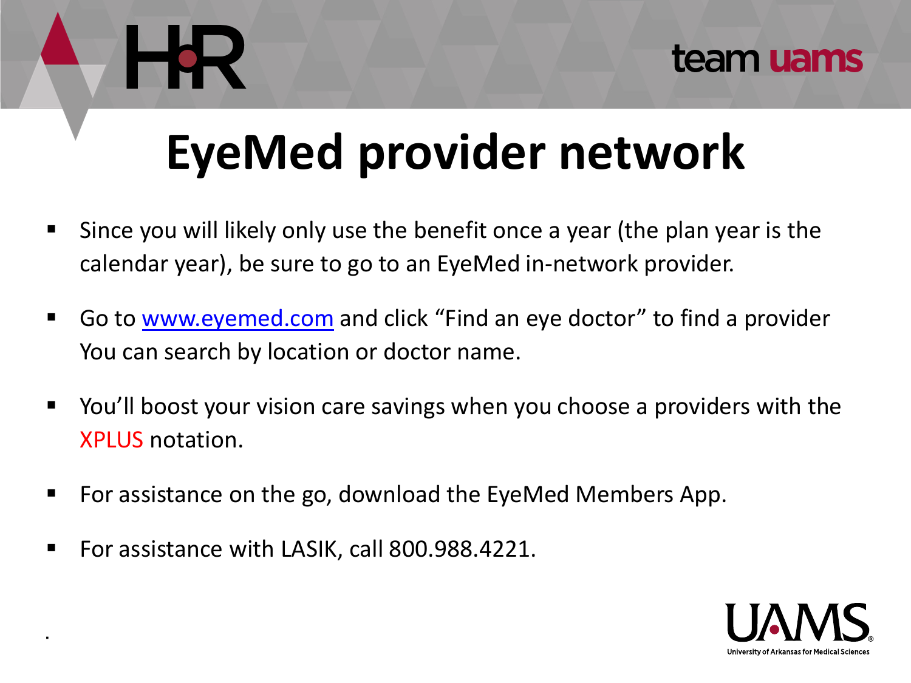# EyeMed provider network

- Since you will likely only use the benefit once a year (the plan year is the calendar year), be sure to go to an EyeMed in-network provider.
- Go to www.eyemed.com and click "Find an eye doctor" to find a provider You can search by location or doctor name.
- You'll boost your vision care savings when you choose a providers with the XPLUS notation.
- For assistance on the go, download the EyeMed Members App.
- For assistance with LASIK, call 800.988.4221.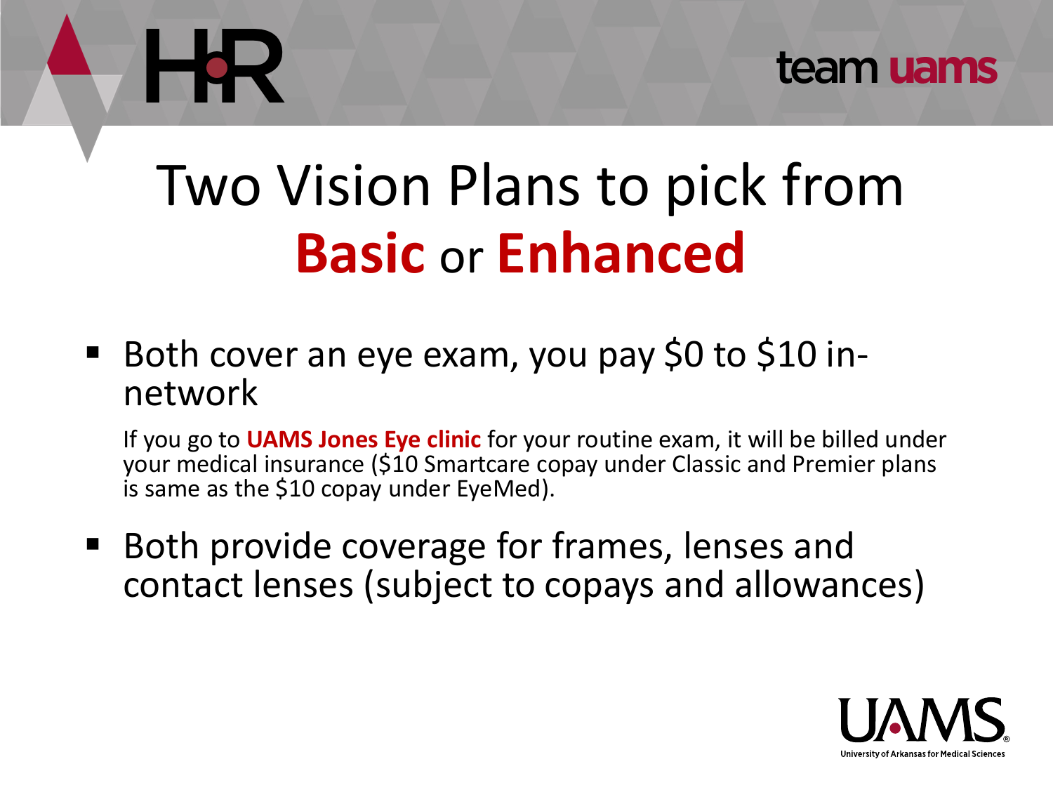# Two Vision Plans to pick from **Basic** or **Enhanced**

- Both cover an eye exam, you pay $0 to $10 in-network

  If you go to **UAMS Jones Eye clinic** for your routine exam, it will be billed under your medical insurance ($10 Smartcare copay under Classic and Premier plans is same as the $10 copay under EyeMed).

- Both provide coverage for frames, lenses and contact lenses (subject to copays and allowances)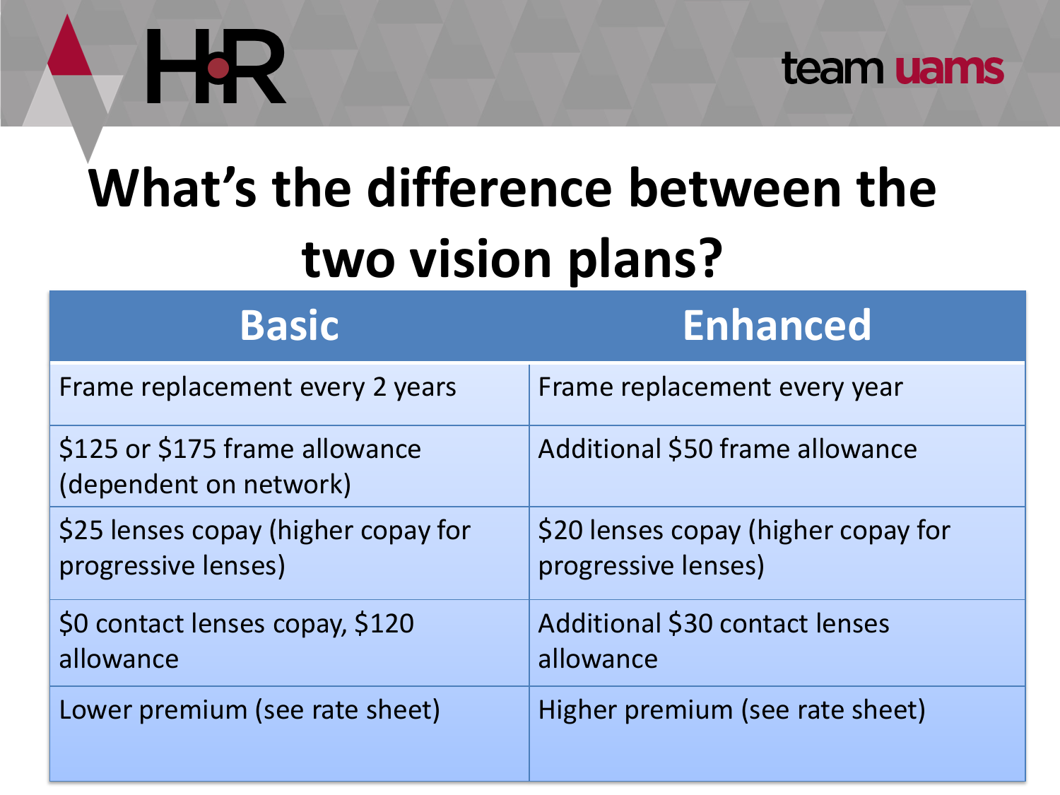# What's the difference between the two vision plans?

| Basic | Enhanced |
|---|---|
| Frame replacement every 2 years | Frame replacement every year |
| $125 or $175 frame allowance (dependent on network) | Additional $50 frame allowance |
| $25 lenses copay (higher copay for progressive lenses) | $20 lenses copay (higher copay for progressive lenses) |
| $0 contact lenses copay, $120 allowance | Additional $30 contact lenses allowance |
| Lower premium (see rate sheet) | Higher premium (see rate sheet) |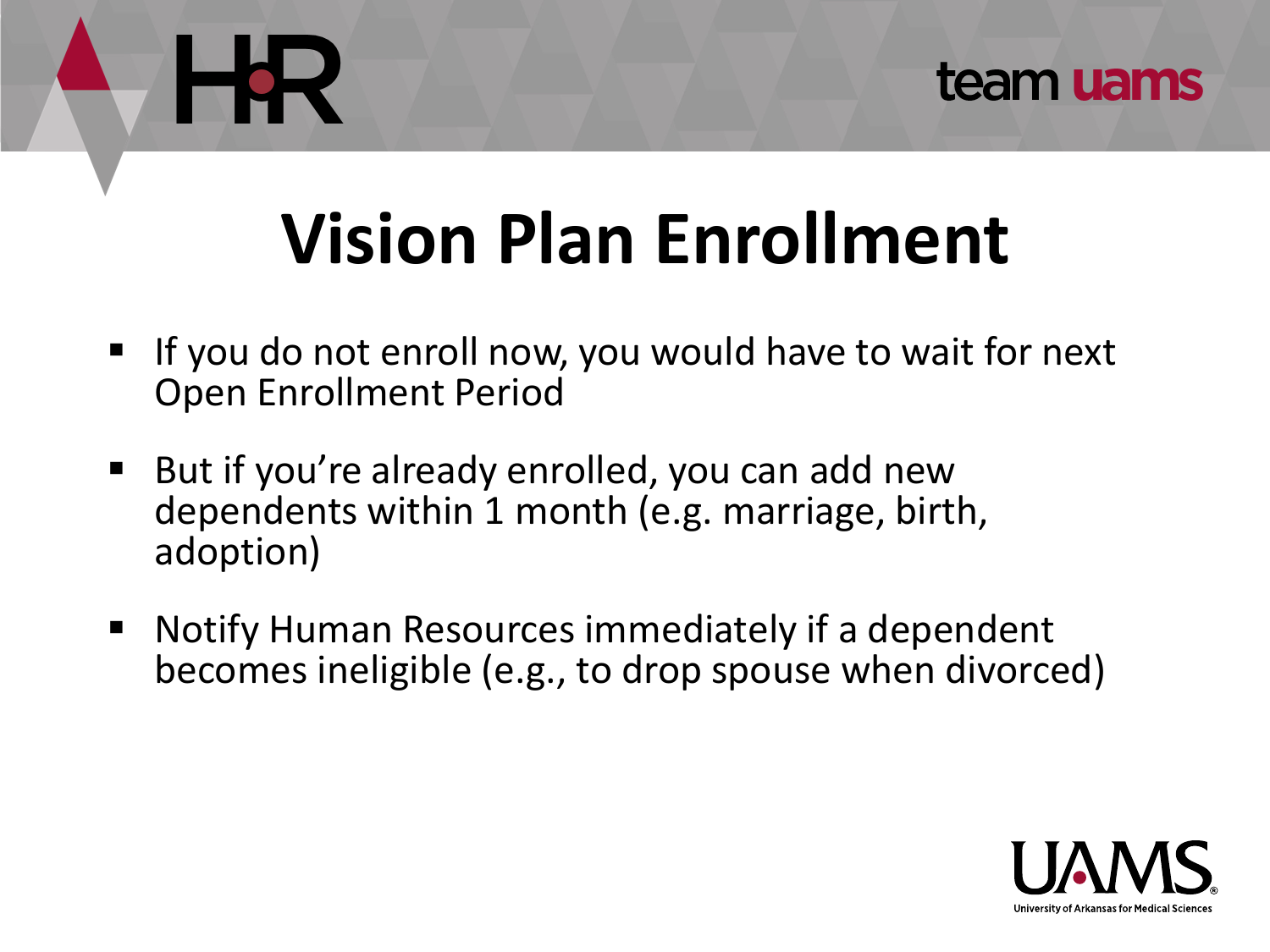# Vision Plan Enrollment

- If you do not enroll now, you would have to wait for next Open Enrollment Period
- But if you're already enrolled, you can add new dependents within 1 month (e.g. marriage, birth, adoption)
- Notify Human Resources immediately if a dependent becomes ineligible (e.g., to drop spouse when divorced)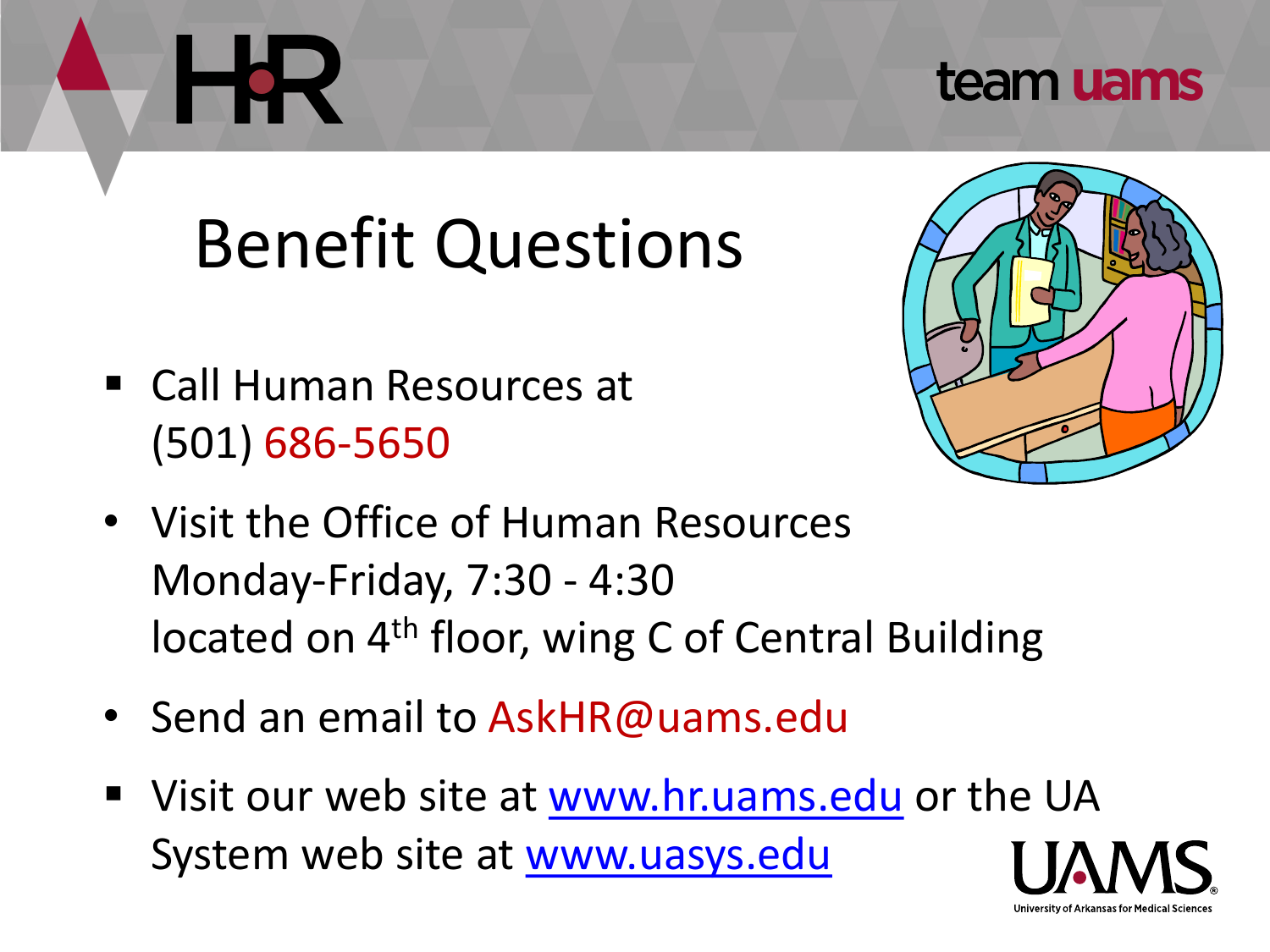# Benefit Questions

- Call Human Resources at (501) 686-5650
- Visit the Office of Human Resources Monday-Friday, 7:30 - 4:30 located on 4th floor, wing C of Central Building
- Send an email to AskHR@uams.edu
- Visit our web site at www.hr.uams.edu or the UA System web site at www.uasys.edu